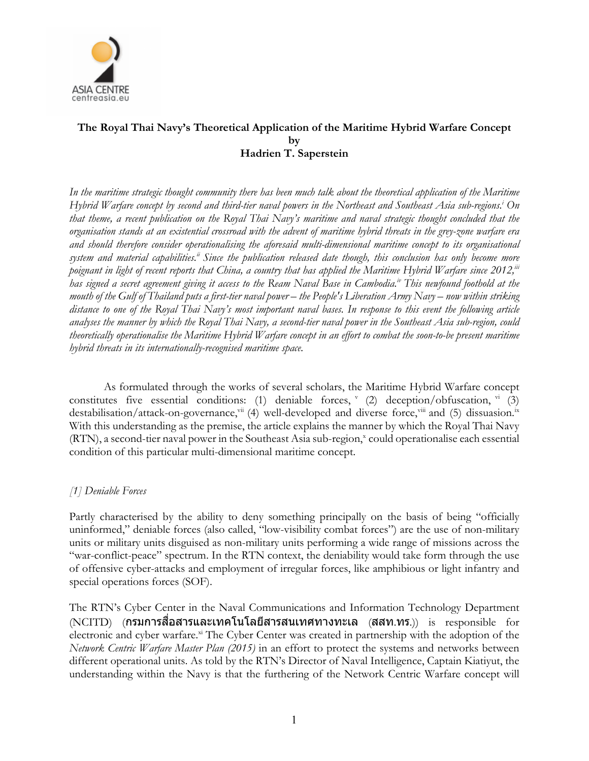**The Royal Thai Navy's Theoretical Application of the Maritime Hybrid Warfare Concept**
**by**
**Hadrien T. Saperstein**

*In the maritime strategic thought community there has been much talk about the theoretical application of the Maritime Hybrid Warfare concept by second and third-tier naval powers in the Northeast and Southeast Asia sub-regions.[i] On that theme, a recent publication on the Royal Thai Navy's maritime and naval strategic thought concluded that the organisation stands at an existential crossroad with the advent of maritime hybrid threats in the grey-zone warfare era and should therefore consider operationalising the aforesaid multi-dimensional maritime concept to its organisational system and material capabilities.[ii] Since the publication released date though, this conclusion has only become more poignant in light of recent reports that China, a country that has applied the Maritime Hybrid Warfare since 2012,[iii] has signed a secret agreement giving it access to the Ream Naval Base in Cambodia.[iv] This newfound foothold at the mouth of the Gulf of Thailand puts a first-tier naval power – the People's Liberation Army Navy – now within striking distance to one of the Royal Thai Navy's most important naval bases. In response to this event the following article analyses the manner by which the Royal Thai Navy, a second-tier naval power in the Southeast Asia sub-region, could theoretically operationalise the Maritime Hybrid Warfare concept in an effort to combat the soon-to-be present maritime hybrid threats in its internationally-recognised maritime space.*

As formulated through the works of several scholars, the Maritime Hybrid Warfare concept constitutes five essential conditions: (1) deniable forces,[v] (2) deception/obfuscation,[vi] (3) destabilisation/attack-on-governance,[vii] (4) well-developed and diverse force,[viii] and (5) dissuasion.[ix] With this understanding as the premise, the article explains the manner by which the Royal Thai Navy (RTN), a second-tier naval power in the Southeast Asia sub-region,[x] could operationalise each essential condition of this particular multi-dimensional maritime concept.

*[1] Deniable Forces*

Partly characterised by the ability to deny something principally on the basis of being "officially uninformed," deniable forces (also called, "low-visibility combat forces") are the use of non-military units or military units disguised as non-military units performing a wide range of missions across the "war-conflict-peace" spectrum. In the RTN context, the deniability would take form through the use of offensive cyber-attacks and employment of irregular forces, like amphibious or light infantry and special operations forces (SOF).

The RTN's Cyber Center in the Naval Communications and Information Technology Department (NCITD) (**กรมการสื่อสารและเทคโนโลยีสารสนเทศทางทะเล** (**สสท.ทร.**)) is responsible for electronic and cyber warfare.[xi] The Cyber Center was created in partnership with the adoption of the *Network Centric Warfare Master Plan (2015)* in an effort to protect the systems and networks between different operational units. As told by the RTN's Director of Naval Intelligence, Captain Kiatiyut, the understanding within the Navy is that the furthering of the Network Centric Warfare concept will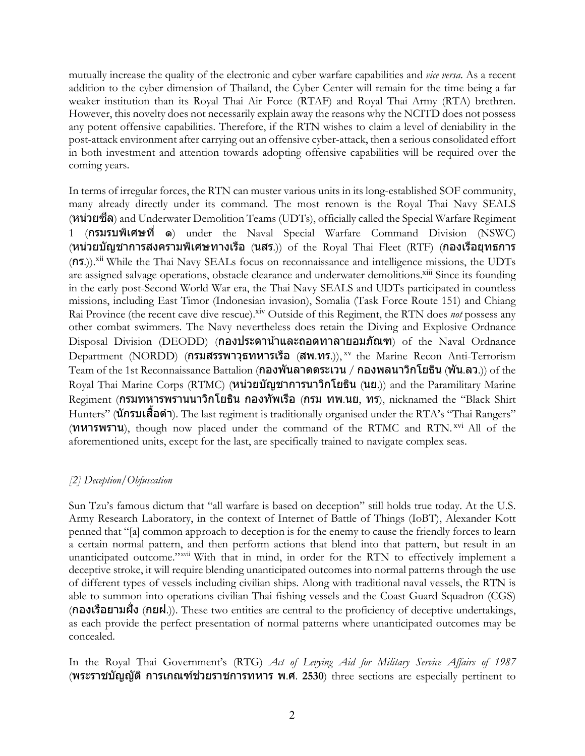mutually increase the quality of the electronic and cyber warfare capabilities and *vice versa*. As a recent addition to the cyber dimension of Thailand, the Cyber Center will remain for the time being a far weaker institution than its Royal Thai Air Force (RTAF) and Royal Thai Army (RTA) brethren. However, this novelty does not necessarily explain away the reasons why the NCITD does not possess any potent offensive capabilities. Therefore, if the RTN wishes to claim a level of deniability in the post-attack environment after carrying out an offensive cyber-attack, then a serious consolidated effort in both investment and attention towards adopting offensive capabilities will be required over the coming years.

In terms of irregular forces, the RTN can muster various units in its long-established SOF community, many already directly under its command. The most renown is the Royal Thai Navy SEALS (**หน่วยซีล**) and Underwater Demolition Teams (UDTs), officially called the Special Warfare Regiment 1 (**กรมรบพิเศษที่ ๑**) under the Naval Special Warfare Command Division (NSWC) (**หน่วยบัญชาการสงครามพิเศษทางเรือ** (**นสร**.)) of the Royal Thai Fleet (RTF) (**กองเรือยุทธการ** (**กร**.)).[xii] While the Thai Navy SEALs focus on reconnaissance and intelligence missions, the UDTs are assigned salvage operations, obstacle clearance and underwater demolitions.[xiii] Since its founding in the early post-Second World War era, the Thai Navy SEALS and UDTs participated in countless missions, including East Timor (Indonesian invasion), Somalia (Task Force Route 151) and Chiang Rai Province (the recent cave dive rescue).[xiv] Outside of this Regiment, the RTN does *not* possess any other combat swimmers. The Navy nevertheless does retain the Diving and Explosive Ordnance Disposal Division (DEODD) (**กองประดาน้ำและถอดทาลายอมภัณฑ**) of the Naval Ordnance Department (NORDD) (**กรมสรรพาวุธทหารเรือ** (**สพ**.**ทร**.)),[xv] the Marine Recon Anti-Terrorism Team of the 1st Reconnaissance Battalion (**กองพันลาดตระเวน / กองพลนาวิกโยธิน** (**พัน**.**ลว**.)) of the Royal Thai Marine Corps (RTMC) (**หน่วยบัญชาการนาวิกโยธิน** (**นย**.)) and the Paramilitary Marine Regiment (**กรมทหารพรานนาวิกโยธิน กองทัพเรือ** (**กรม ทพ**.**นย**, **ทร**), nicknamed the "Black Shirt Hunters" (**นักรบเสื้อดำ**). The last regiment is traditionally organised under the RTA's "Thai Rangers" (**ทหารพราน**), though now placed under the command of the RTMC and RTN.[xvi] All of the aforementioned units, except for the last, are specifically trained to navigate complex seas.

### *[2] Deception/Obfuscation*

Sun Tzu's famous dictum that "all warfare is based on deception" still holds true today. At the U.S. Army Research Laboratory, in the context of Internet of Battle of Things (IoBT), Alexander Kott penned that "[a] common approach to deception is for the enemy to cause the friendly forces to learn a certain normal pattern, and then perform actions that blend into that pattern, but result in an unanticipated outcome."[xvii] With that in mind, in order for the RTN to effectively implement a deceptive stroke, it will require blending unanticipated outcomes into normal patterns through the use of different types of vessels including civilian ships. Along with traditional naval vessels, the RTN is able to summon into operations civilian Thai fishing vessels and the Coast Guard Squadron (CGS) (**กองเรือยามฝั่ง** (**กยฝ**.)). These two entities are central to the proficiency of deceptive undertakings, as each provide the perfect presentation of normal patterns where unanticipated outcomes may be concealed.

In the Royal Thai Government's (RTG) *Act of Levying Aid for Military Service Affairs of 1987* (**พระราชบัญญัติ การเกณฑ์ช่วยราชการทหาร พ**.**ศ**. **2530**) three sections are especially pertinent to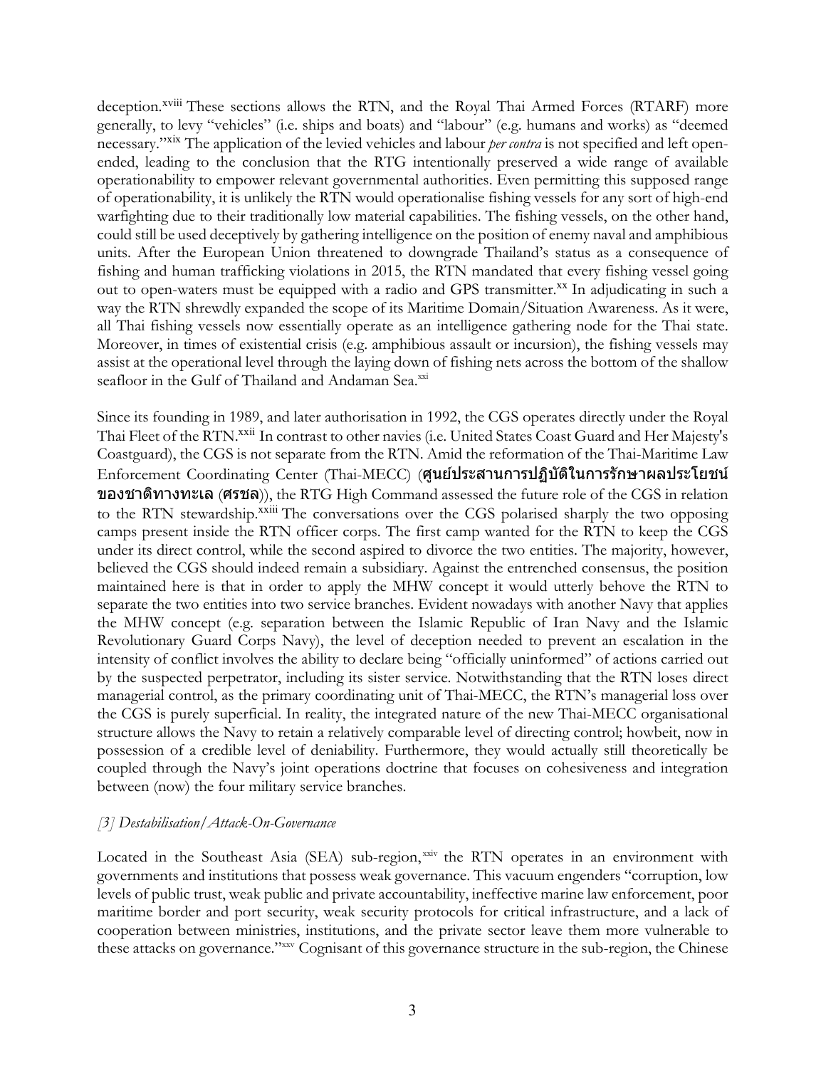deception.[xviii] These sections allows the RTN, and the Royal Thai Armed Forces (RTARF) more generally, to levy "vehicles" (i.e. ships and boats) and "labour" (e.g. humans and works) as "deemed necessary."[xix] The application of the levied vehicles and labour *per contra* is not specified and left open-ended, leading to the conclusion that the RTG intentionally preserved a wide range of available operationability to empower relevant governmental authorities. Even permitting this supposed range of operationability, it is unlikely the RTN would operationalise fishing vessels for any sort of high-end warfighting due to their traditionally low material capabilities. The fishing vessels, on the other hand, could still be used deceptively by gathering intelligence on the position of enemy naval and amphibious units. After the European Union threatened to downgrade Thailand's status as a consequence of fishing and human trafficking violations in 2015, the RTN mandated that every fishing vessel going out to open-waters must be equipped with a radio and GPS transmitter.[xx] In adjudicating in such a way the RTN shrewdly expanded the scope of its Maritime Domain/Situation Awareness. As it were, all Thai fishing vessels now essentially operate as an intelligence gathering node for the Thai state. Moreover, in times of existential crisis (e.g. amphibious assault or incursion), the fishing vessels may assist at the operational level through the laying down of fishing nets across the bottom of the shallow seafloor in the Gulf of Thailand and Andaman Sea.[xxi]

Since its founding in 1989, and later authorisation in 1992, the CGS operates directly under the Royal Thai Fleet of the RTN.[xxii] In contrast to other navies (i.e. United States Coast Guard and Her Majesty's Coastguard), the CGS is not separate from the RTN. Amid the reformation of the Thai-Maritime Law Enforcement Coordinating Center (Thai-MECC) (**ศูนย์ประสานการปฏิบัติในการรักษาผลประโยชน์ของชาติทางทะเล** (**ศรชล**)), the RTG High Command assessed the future role of the CGS in relation to the RTN stewardship.[xxiii] The conversations over the CGS polarised sharply the two opposing camps present inside the RTN officer corps. The first camp wanted for the RTN to keep the CGS under its direct control, while the second aspired to divorce the two entities. The majority, however, believed the CGS should indeed remain a subsidiary. Against the entrenched consensus, the position maintained here is that in order to apply the MHW concept it would utterly behove the RTN to separate the two entities into two service branches. Evident nowadays with another Navy that applies the MHW concept (e.g. separation between the Islamic Republic of Iran Navy and the Islamic Revolutionary Guard Corps Navy), the level of deception needed to prevent an escalation in the intensity of conflict involves the ability to declare being "officially uninformed" of actions carried out by the suspected perpetrator, including its sister service. Notwithstanding that the RTN loses direct managerial control, as the primary coordinating unit of Thai-MECC, the RTN's managerial loss over the CGS is purely superficial. In reality, the integrated nature of the new Thai-MECC organisational structure allows the Navy to retain a relatively comparable level of directing control; howbeit, now in possession of a credible level of deniability. Furthermore, they would actually still theoretically be coupled through the Navy's joint operations doctrine that focuses on cohesiveness and integration between (now) the four military service branches.

*[3] Destabilisation/Attack-On-Governance*

Located in the Southeast Asia (SEA) sub-region,[xxiv] the RTN operates in an environment with governments and institutions that possess weak governance. This vacuum engenders "corruption, low levels of public trust, weak public and private accountability, ineffective marine law enforcement, poor maritime border and port security, weak security protocols for critical infrastructure, and a lack of cooperation between ministries, institutions, and the private sector leave them more vulnerable to these attacks on governance."[xxv] Cognisant of this governance structure in the sub-region, the Chinese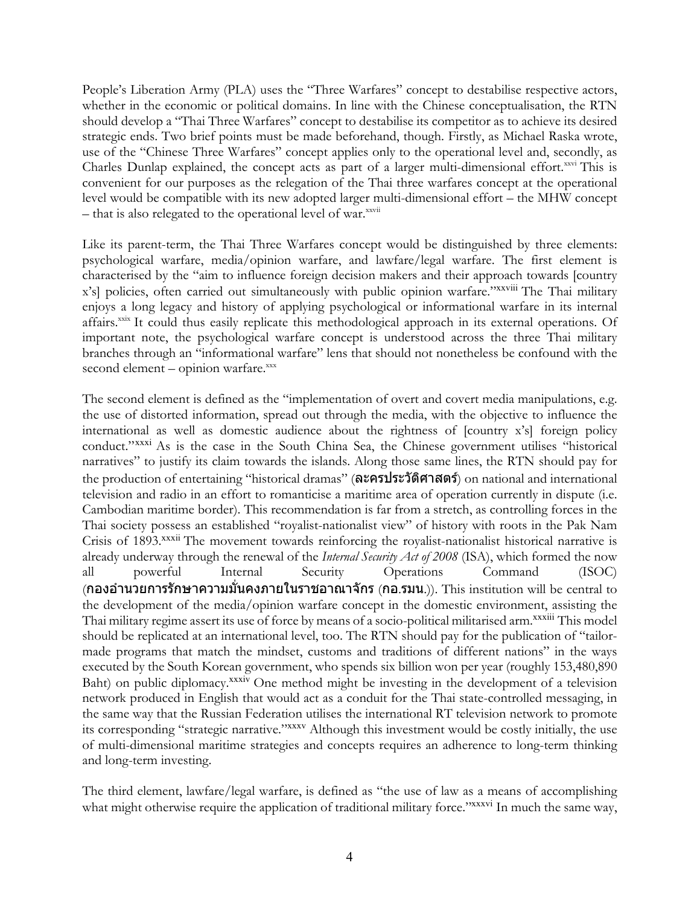People's Liberation Army (PLA) uses the "Three Warfares" concept to destabilise respective actors, whether in the economic or political domains. In line with the Chinese conceptualisation, the RTN should develop a "Thai Three Warfares" concept to destabilise its competitor as to achieve its desired strategic ends. Two brief points must be made beforehand, though. Firstly, as Michael Raska wrote, use of the "Chinese Three Warfares" concept applies only to the operational level and, secondly, as Charles Dunlap explained, the concept acts as part of a larger multi-dimensional effort.[xxvi] This is convenient for our purposes as the relegation of the Thai three warfares concept at the operational level would be compatible with its new adopted larger multi-dimensional effort – the MHW concept – that is also relegated to the operational level of war.[xxvii]

Like its parent-term, the Thai Three Warfares concept would be distinguished by three elements: psychological warfare, media/opinion warfare, and lawfare/legal warfare. The first element is characterised by the "aim to influence foreign decision makers and their approach towards [country x's] policies, often carried out simultaneously with public opinion warfare."[xxviii] The Thai military enjoys a long legacy and history of applying psychological or informational warfare in its internal affairs.[xxix] It could thus easily replicate this methodological approach in its external operations. Of important note, the psychological warfare concept is understood across the three Thai military branches through an "informational warfare" lens that should not nonetheless be confound with the second element – opinion warfare.[xxx]

The second element is defined as the "implementation of overt and covert media manipulations, e.g. the use of distorted information, spread out through the media, with the objective to influence the international as well as domestic audience about the rightness of [country x's] foreign policy conduct."[xxxi] As is the case in the South China Sea, the Chinese government utilises "historical narratives" to justify its claim towards the islands. Along those same lines, the RTN should pay for the production of entertaining "historical dramas" (**ละครประวัติศาสตร์**) on national and international television and radio in an effort to romanticise a maritime area of operation currently in dispute (i.e. Cambodian maritime border). This recommendation is far from a stretch, as controlling forces in the Thai society possess an established "royalist-nationalist view" of history with roots in the Pak Nam Crisis of 1893.[xxxii] The movement towards reinforcing the royalist-nationalist historical narrative is already underway through the renewal of the *Internal Security Act of 2008* (ISA), which formed the now all powerful Internal Security Operations Command (ISOC) (**กองอำนวยการรักษาความมั่นคงภายในราชอาณาจักร (กอ.รมน.)**). This institution will be central to the development of the media/opinion warfare concept in the domestic environment, assisting the Thai military regime assert its use of force by means of a socio-political militarised arm.[xxxiii] This model should be replicated at an international level, too. The RTN should pay for the publication of "tailor-made programs that match the mindset, customs and traditions of different nations" in the ways executed by the South Korean government, who spends six billion won per year (roughly 153,480,890 Baht) on public diplomacy.[xxxiv] One method might be investing in the development of a television network produced in English that would act as a conduit for the Thai state-controlled messaging, in the same way that the Russian Federation utilises the international RT television network to promote its corresponding "strategic narrative."[xxxv] Although this investment would be costly initially, the use of multi-dimensional maritime strategies and concepts requires an adherence to long-term thinking and long-term investing.

The third element, lawfare/legal warfare, is defined as "the use of law as a means of accomplishing what might otherwise require the application of traditional military force."[xxxvi] In much the same way,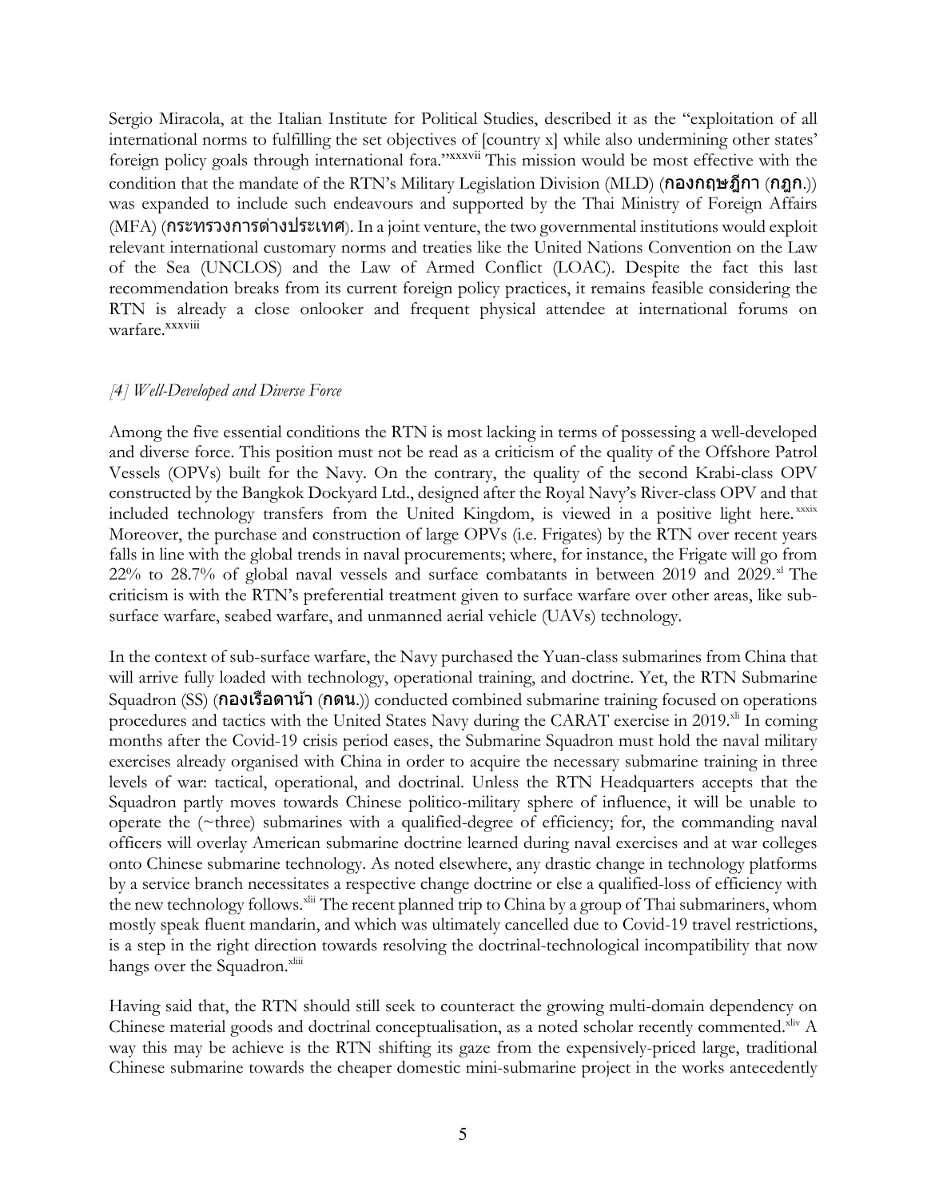Sergio Miracola, at the Italian Institute for Political Studies, described it as the "exploitation of all international norms to fulfilling the set objectives of [country x] while also undermining other states' foreign policy goals through international fora."[xxxvii] This mission would be most effective with the condition that the mandate of the RTN's Military Legislation Division (MLD) (**กองกฤษฎีกา** (**กฎก**.)) was expanded to include such endeavours and supported by the Thai Ministry of Foreign Affairs (MFA) (**กระทรวงการต่างประเทศ**). In a joint venture, the two governmental institutions would exploit relevant international customary norms and treaties like the United Nations Convention on the Law of the Sea (UNCLOS) and the Law of Armed Conflict (LOAC). Despite the fact this last recommendation breaks from its current foreign policy practices, it remains feasible considering the RTN is already a close onlooker and frequent physical attendee at international forums on warfare.[xxxviii]

### *[4] Well-Developed and Diverse Force*

Among the five essential conditions the RTN is most lacking in terms of possessing a well-developed and diverse force. This position must not be read as a criticism of the quality of the Offshore Patrol Vessels (OPVs) built for the Navy. On the contrary, the quality of the second Krabi-class OPV constructed by the Bangkok Dockyard Ltd., designed after the Royal Navy's River-class OPV and that included technology transfers from the United Kingdom, is viewed in a positive light here.[xxxix] Moreover, the purchase and construction of large OPVs (i.e. Frigates) by the RTN over recent years falls in line with the global trends in naval procurements; where, for instance, the Frigate will go from 22% to 28.7% of global naval vessels and surface combatants in between 2019 and 2029.[xl] The criticism is with the RTN's preferential treatment given to surface warfare over other areas, like sub-surface warfare, seabed warfare, and unmanned aerial vehicle (UAVs) technology.

In the context of sub-surface warfare, the Navy purchased the Yuan-class submarines from China that will arrive fully loaded with technology, operational training, and doctrine. Yet, the RTN Submarine Squadron (SS) (**กองเรือดาน้ำ** (**กดน**.)) conducted combined submarine training focused on operations procedures and tactics with the United States Navy during the CARAT exercise in 2019.[xli] In coming months after the Covid-19 crisis period eases, the Submarine Squadron must hold the naval military exercises already organised with China in order to acquire the necessary submarine training in three levels of war: tactical, operational, and doctrinal. Unless the RTN Headquarters accepts that the Squadron partly moves towards Chinese politico-military sphere of influence, it will be unable to operate the (~three) submarines with a qualified-degree of efficiency; for, the commanding naval officers will overlay American submarine doctrine learned during naval exercises and at war colleges onto Chinese submarine technology. As noted elsewhere, any drastic change in technology platforms by a service branch necessitates a respective change doctrine or else a qualified-loss of efficiency with the new technology follows.[xlii] The recent planned trip to China by a group of Thai submariners, whom mostly speak fluent mandarin, and which was ultimately cancelled due to Covid-19 travel restrictions, is a step in the right direction towards resolving the doctrinal-technological incompatibility that now hangs over the Squadron.[xliii]

Having said that, the RTN should still seek to counteract the growing multi-domain dependency on Chinese material goods and doctrinal conceptualisation, as a noted scholar recently commented.[xliv] A way this may be achieve is the RTN shifting its gaze from the expensively-priced large, traditional Chinese submarine towards the cheaper domestic mini-submarine project in the works antecedently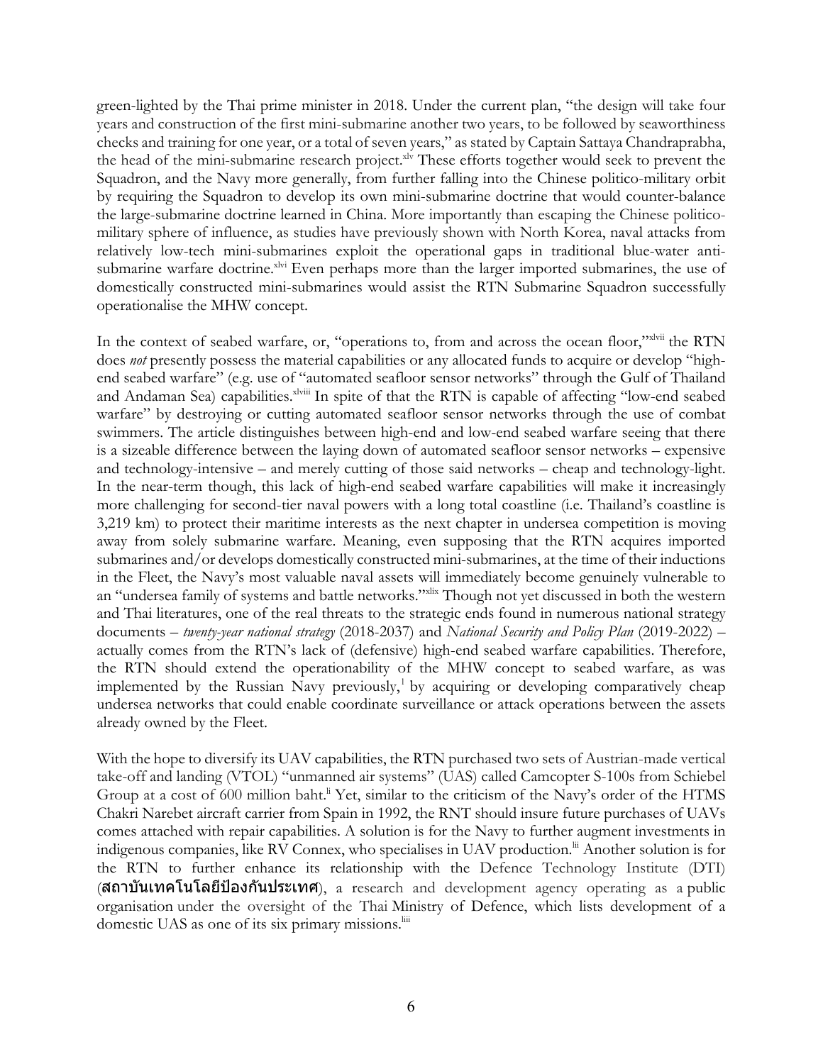green-lighted by the Thai prime minister in 2018. Under the current plan, "the design will take four years and construction of the first mini-submarine another two years, to be followed by seaworthiness checks and training for one year, or a total of seven years," as stated by Captain Sattaya Chandraprabha, the head of the mini-submarine research project.[xlv] These efforts together would seek to prevent the Squadron, and the Navy more generally, from further falling into the Chinese politico-military orbit by requiring the Squadron to develop its own mini-submarine doctrine that would counter-balance the large-submarine doctrine learned in China. More importantly than escaping the Chinese politico-military sphere of influence, as studies have previously shown with North Korea, naval attacks from relatively low-tech mini-submarines exploit the operational gaps in traditional blue-water anti-submarine warfare doctrine.[xlvi] Even perhaps more than the larger imported submarines, the use of domestically constructed mini-submarines would assist the RTN Submarine Squadron successfully operationalise the MHW concept.

In the context of seabed warfare, or, "operations to, from and across the ocean floor,"[xlvii] the RTN does *not* presently possess the material capabilities or any allocated funds to acquire or develop "high-end seabed warfare" (e.g. use of "automated seafloor sensor networks" through the Gulf of Thailand and Andaman Sea) capabilities.[xlviii] In spite of that the RTN is capable of affecting "low-end seabed warfare" by destroying or cutting automated seafloor sensor networks through the use of combat swimmers. The article distinguishes between high-end and low-end seabed warfare seeing that there is a sizeable difference between the laying down of automated seafloor sensor networks – expensive and technology-intensive – and merely cutting of those said networks – cheap and technology-light. In the near-term though, this lack of high-end seabed warfare capabilities will make it increasingly more challenging for second-tier naval powers with a long total coastline (i.e. Thailand's coastline is 3,219 km) to protect their maritime interests as the next chapter in undersea competition is moving away from solely submarine warfare. Meaning, even supposing that the RTN acquires imported submarines and/or develops domestically constructed mini-submarines, at the time of their inductions in the Fleet, the Navy's most valuable naval assets will immediately become genuinely vulnerable to an "undersea family of systems and battle networks."[xlix] Though not yet discussed in both the western and Thai literatures, one of the real threats to the strategic ends found in numerous national strategy documents – *twenty-year national strategy* (2018-2037) and *National Security and Policy Plan* (2019-2022) – actually comes from the RTN's lack of (defensive) high-end seabed warfare capabilities. Therefore, the RTN should extend the operationability of the MHW concept to seabed warfare, as was implemented by the Russian Navy previously,[l] by acquiring or developing comparatively cheap undersea networks that could enable coordinate surveillance or attack operations between the assets already owned by the Fleet.

With the hope to diversify its UAV capabilities, the RTN purchased two sets of Austrian-made vertical take-off and landing (VTOL) "unmanned air systems" (UAS) called Camcopter S-100s from Schiebel Group at a cost of 600 million baht.[li] Yet, similar to the criticism of the Navy's order of the HTMS Chakri Narebet aircraft carrier from Spain in 1992, the RNT should insure future purchases of UAVs comes attached with repair capabilities. A solution is for the Navy to further augment investments in indigenous companies, like RV Connex, who specialises in UAV production.[lii] Another solution is for the RTN to further enhance its relationship with the Defence Technology Institute (DTI) (**สถาบันเทคโนโลยีป้องกันประเทศ**), a research and development agency operating as a public organisation under the oversight of the Thai Ministry of Defence, which lists development of a domestic UAS as one of its six primary missions.[liii]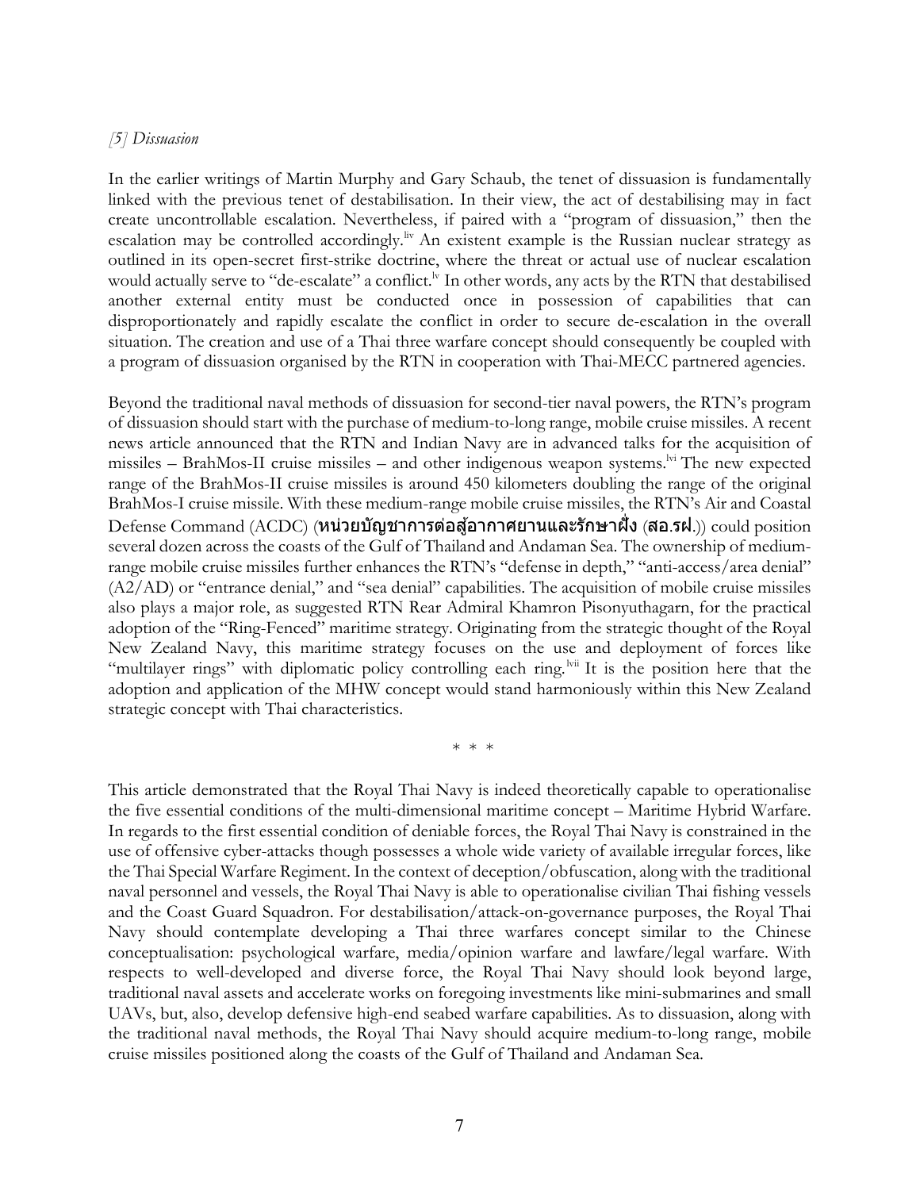*[5] Dissuasion*

In the earlier writings of Martin Murphy and Gary Schaub, the tenet of dissuasion is fundamentally linked with the previous tenet of destabilisation. In their view, the act of destabilising may in fact create uncontrollable escalation. Nevertheless, if paired with a "program of dissuasion," then the escalation may be controlled accordingly.[liv] An existent example is the Russian nuclear strategy as outlined in its open-secret first-strike doctrine, where the threat or actual use of nuclear escalation would actually serve to "de-escalate" a conflict.[lv] In other words, any acts by the RTN that destabilised another external entity must be conducted once in possession of capabilities that can disproportionately and rapidly escalate the conflict in order to secure de-escalation in the overall situation. The creation and use of a Thai three warfare concept should consequently be coupled with a program of dissuasion organised by the RTN in cooperation with Thai-MECC partnered agencies.

Beyond the traditional naval methods of dissuasion for second-tier naval powers, the RTN's program of dissuasion should start with the purchase of medium-to-long range, mobile cruise missiles. A recent news article announced that the RTN and Indian Navy are in advanced talks for the acquisition of missiles – BrahMos-II cruise missiles – and other indigenous weapon systems.[lvi] The new expected range of the BrahMos-II cruise missiles is around 450 kilometers doubling the range of the original BrahMos-I cruise missile. With these medium-range mobile cruise missiles, the RTN's Air and Coastal Defense Command (ACDC) (**หน่วยบัญชาการต่อสู้อากาศยานและรักษาฝั่ง** (**สอ.รฝ**.)) could position several dozen across the coasts of the Gulf of Thailand and Andaman Sea. The ownership of medium-range mobile cruise missiles further enhances the RTN's "defense in depth," "anti-access/area denial" (A2/AD) or "entrance denial," and "sea denial" capabilities. The acquisition of mobile cruise missiles also plays a major role, as suggested RTN Rear Admiral Khamron Pisonyuthagarn, for the practical adoption of the "Ring-Fenced" maritime strategy. Originating from the strategic thought of the Royal New Zealand Navy, this maritime strategy focuses on the use and deployment of forces like "multilayer rings" with diplomatic policy controlling each ring.[lvii] It is the position here that the adoption and application of the MHW concept would stand harmoniously within this New Zealand strategic concept with Thai characteristics.

\* \* \*

This article demonstrated that the Royal Thai Navy is indeed theoretically capable to operationalise the five essential conditions of the multi-dimensional maritime concept – Maritime Hybrid Warfare. In regards to the first essential condition of deniable forces, the Royal Thai Navy is constrained in the use of offensive cyber-attacks though possesses a whole wide variety of available irregular forces, like the Thai Special Warfare Regiment. In the context of deception/obfuscation, along with the traditional naval personnel and vessels, the Royal Thai Navy is able to operationalise civilian Thai fishing vessels and the Coast Guard Squadron. For destabilisation/attack-on-governance purposes, the Royal Thai Navy should contemplate developing a Thai three warfares concept similar to the Chinese conceptualisation: psychological warfare, media/opinion warfare and lawfare/legal warfare. With respects to well-developed and diverse force, the Royal Thai Navy should look beyond large, traditional naval assets and accelerate works on foregoing investments like mini-submarines and small UAVs, but, also, develop defensive high-end seabed warfare capabilities. As to dissuasion, along with the traditional naval methods, the Royal Thai Navy should acquire medium-to-long range, mobile cruise missiles positioned along the coasts of the Gulf of Thailand and Andaman Sea.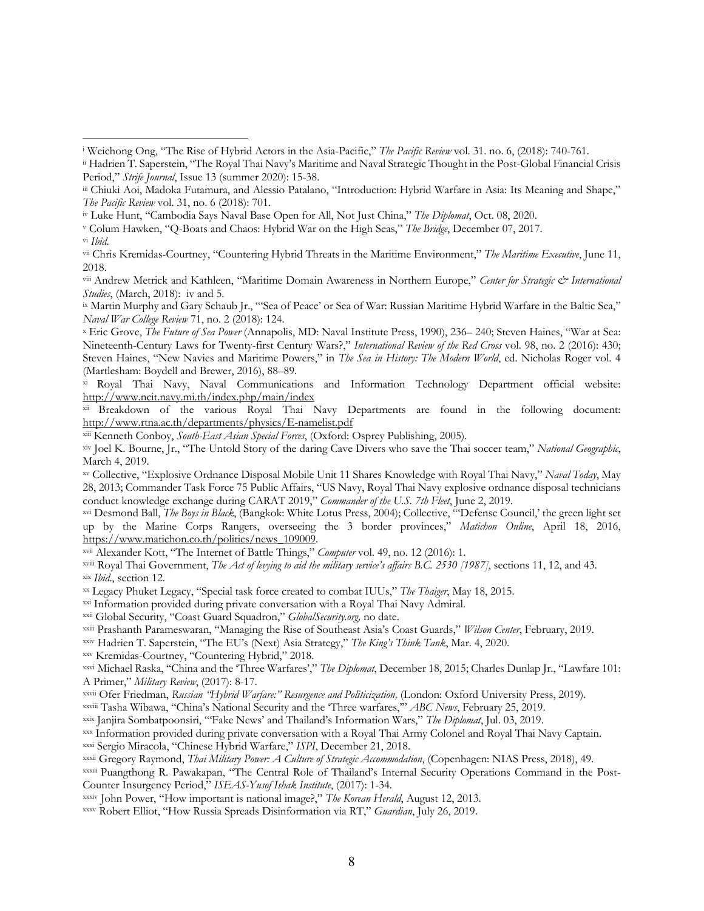[i] Weichong Ong, "The Rise of Hybrid Actors in the Asia-Pacific," *The Pacific Review* vol. 31. no. 6, (2018): 740-761.

[ii] Hadrien T. Saperstein, "The Royal Thai Navy's Maritime and Naval Strategic Thought in the Post-Global Financial Crisis Period," *Strife Journal*, Issue 13 (summer 2020): 15-38.

[iii] Chiuki Aoi, Madoka Futamura, and Alessio Patalano, "Introduction: Hybrid Warfare in Asia: Its Meaning and Shape," *The Pacific Review* vol. 31, no. 6 (2018): 701.

[iv] Luke Hunt, "Cambodia Says Naval Base Open for All, Not Just China," *The Diplomat*, Oct. 08, 2020.

[v] Colum Hawken, "Q-Boats and Chaos: Hybrid War on the High Seas," *The Bridge*, December 07, 2017.

[vi] *Ibid*.

[vii] Chris Kremidas-Courtney, "Countering Hybrid Threats in the Maritime Environment," *The Maritime Executive*, June 11, 2018.

[viii] Andrew Metrick and Kathleen, "Maritime Domain Awareness in Northern Europe," *Center for Strategic & International Studies*, (March, 2018): iv and 5.

[ix] Martin Murphy and Gary Schaub Jr., "'Sea of Peace' or Sea of War: Russian Maritime Hybrid Warfare in the Baltic Sea," *Naval War College Review* 71, no. 2 (2018): 124.

[x] Eric Grove, *The Future of Sea Power* (Annapolis, MD: Naval Institute Press, 1990), 236– 240; Steven Haines, "War at Sea: Nineteenth-Century Laws for Twenty-first Century Wars?," *International Review of the Red Cross* vol. 98, no. 2 (2016): 430; Steven Haines, "New Navies and Maritime Powers," in *The Sea in History: The Modern World*, ed. Nicholas Roger vol. 4 (Martlesham: Boydell and Brewer, 2016), 88–89.

[xi] Royal Thai Navy, Naval Communications and Information Technology Department official website: http://www.ncit.navy.mi.th/index.php/main/index

[xii] Breakdown of the various Royal Thai Navy Departments are found in the following document: http://www.rtna.ac.th/departments/physics/E-namelist.pdf

[xiii] Kenneth Conboy, *South-East Asian Special Forces*, (Oxford: Osprey Publishing, 2005).

[xiv] Joel K. Bourne, Jr., "The Untold Story of the daring Cave Divers who save the Thai soccer team," *National Geographic*, March 4, 2019.

[xv] Collective, "Explosive Ordnance Disposal Mobile Unit 11 Shares Knowledge with Royal Thai Navy," *Naval Today*, May 28, 2013; Commander Task Force 75 Public Affairs, "US Navy, Royal Thai Navy explosive ordnance disposal technicians conduct knowledge exchange during CARAT 2019," *Commander of the U.S. 7th Fleet*, June 2, 2019.

[xvi] Desmond Ball, *The Boys in Black*, (Bangkok: White Lotus Press, 2004); Collective, "'Defense Council,' the green light set up by the Marine Corps Rangers, overseeing the 3 border provinces," *Matichon Online*, April 18, 2016, https://www.matichon.co.th/politics/news_109009.

[xvii] Alexander Kott, "The Internet of Battle Things," *Computer* vol. 49, no. 12 (2016): 1.

[xviii] Royal Thai Government, *The Act of levying to aid the military service's affairs B.C. 2530 [1987]*, sections 11, 12, and 43.

[xix] *Ibid*., section 12.

[xx] Legacy Phuket Legacy, "Special task force created to combat IUUs," *The Thaiger*, May 18, 2015.

[xxi] Information provided during private conversation with a Royal Thai Navy Admiral.

[xxii] Global Security, "Coast Guard Squadron," *GlobalSecurity.org*, no date.

[xxiii] Prashanth Parameswaran, "Managing the Rise of Southeast Asia's Coast Guards," *Wilson Center*, February, 2019.

[xxiv] Hadrien T. Saperstein, "The EU's (Next) Asia Strategy," *The King's Think Tank*, Mar. 4, 2020.

[xxv] Kremidas-Courtney, "Countering Hybrid," 2018.

[xxvi] Michael Raska, "China and the 'Three Warfares'," *The Diplomat*, December 18, 2015; Charles Dunlap Jr., "Lawfare 101: A Primer," *Military Review*, (2017): 8-17.

[xxvii] Ofer Friedman, *Russian "Hybrid Warfare:" Resurgence and Politicization,* (London: Oxford University Press, 2019).

[xxviii] Tasha Wibawa, "China's National Security and the 'Three warfares,'" *ABC News*, February 25, 2019.

[xxix] Janjira Sombatpoonsiri, "'Fake News' and Thailand's Information Wars," *The Diplomat*, Jul. 03, 2019.

[xxx] Information provided during private conversation with a Royal Thai Army Colonel and Royal Thai Navy Captain.

[xxxi] Sergio Miracola, "Chinese Hybrid Warfare," *ISPI*, December 21, 2018.

[xxxii] Gregory Raymond, *Thai Military Power: A Culture of Strategic Accommodation*, (Copenhagen: NIAS Press, 2018), 49.

[xxxiii] Puangthong R. Pawakapan, "The Central Role of Thailand's Internal Security Operations Command in the Post-Counter Insurgency Period," *ISEAS-Yusof Ishak Institute*, (2017): 1-34.

[xxxiv] John Power, "How important is national image?," *The Korean Herald*, August 12, 2013.

[xxxv] Robert Elliot, "How Russia Spreads Disinformation via RT," *Guardian*, July 26, 2019.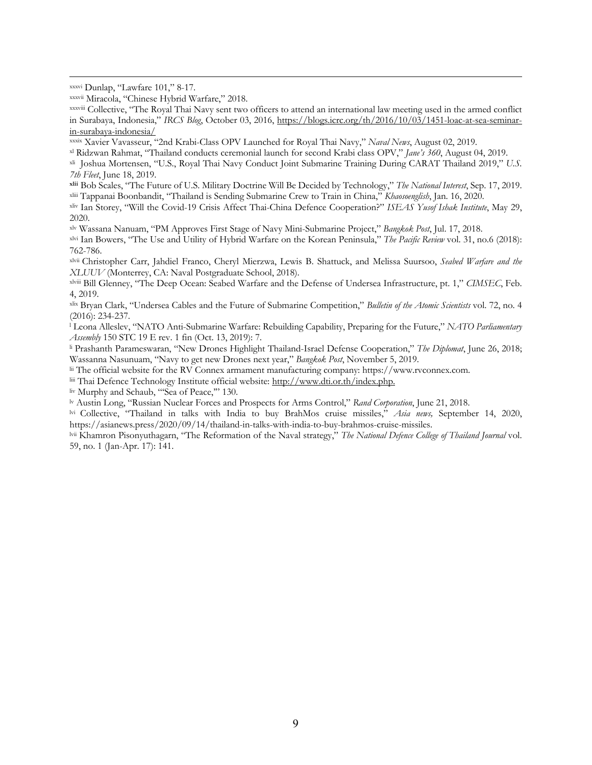[xxxvi] Dunlap, "Lawfare 101," 8-17.

[xxxvii] Miracola, "Chinese Hybrid Warfare," 2018.

[xxxviii] Collective, "The Royal Thai Navy sent two officers to attend an international law meeting used in the armed conflict in Surabaya, Indonesia," *IRCS Blog*, October 03, 2016, https://blogs.icrc.org/th/2016/10/03/1451-loac-at-sea-seminar-in-surabaya-indonesia/

[xxxix] Xavier Vavasseur, "2nd Krabi-Class OPV Launched for Royal Thai Navy," *Naval News*, August 02, 2019.

[xl] Ridzwan Rahmat, "Thailand conducts ceremonial launch for second Krabi class OPV," *Jane's 360*, August 04, 2019.

[xli] Joshua Mortensen, "U.S., Royal Thai Navy Conduct Joint Submarine Training During CARAT Thailand 2019," *U.S. 7th Fleet*, June 18, 2019.

[xlii] Bob Scales, "The Future of U.S. Military Doctrine Will Be Decided by Technology," *The National Interest*, Sep. 17, 2019.

[xliii] Tappanai Boonbandit, "Thailand is Sending Submarine Crew to Train in China," *Khaosoenglish*, Jan. 16, 2020.

[xliv] Ian Storey, "Will the Covid-19 Crisis Affect Thai-China Defence Cooperation?" *ISEAS Yusof Ishak Institute*, May 29, 2020.

[xlv] Wassana Nanuam, "PM Approves First Stage of Navy Mini-Submarine Project," *Bangkok Post*, Jul. 17, 2018.

[xlvi] Ian Bowers, "The Use and Utility of Hybrid Warfare on the Korean Peninsula," *The Pacific Review* vol. 31, no.6 (2018): 762-786.

[xlvii] Christopher Carr, Jahdiel Franco, Cheryl Mierzwa, Lewis B. Shattuck, and Melissa Suursoo, *Seabed Warfare and the XLUUV* (Monterrey, CA: Naval Postgraduate School, 2018).

[xlviii] Bill Glenney, "The Deep Ocean: Seabed Warfare and the Defense of Undersea Infrastructure, pt. 1," *CIMSEC*, Feb. 4, 2019.

[xlix] Bryan Clark, "Undersea Cables and the Future of Submarine Competition," *Bulletin of the Atomic Scientists* vol. 72, no. 4 (2016): 234-237.

[l] Leona Alleslev, "NATO Anti-Submarine Warfare: Rebuilding Capability, Preparing for the Future," *NATO Parliamentary Assembly* 150 STC 19 E rev. 1 fin (Oct. 13, 2019): 7.

[li] Prashanth Parameswaran, "New Drones Highlight Thailand-Israel Defense Cooperation," *The Diplomat*, June 26, 2018; Wassanna Nasunuam, "Navy to get new Drones next year," *Bangkok Post*, November 5, 2019.

[lii] The official website for the RV Connex armament manufacturing company: https://www.rvconnex.com.

[liii] Thai Defence Technology Institute official website: http://www.dti.or.th/index.php.

[liv] Murphy and Schaub, "'Sea of Peace,'" 130.

[lv] Austin Long, "Russian Nuclear Forces and Prospects for Arms Control," *Rand Corporation*, June 21, 2018.

[lvi] Collective, "Thailand in talks with India to buy BrahMos cruise missiles," *Asia news,* September 14, 2020, https://asianews.press/2020/09/14/thailand-in-talks-with-india-to-buy-brahmos-cruise-missiles.

[lvii] Khamron Pisonyuthagarn, "The Reformation of the Naval strategy," *The National Defence College of Thailand Journal* vol. 59, no. 1 (Jan-Apr. 17): 141.